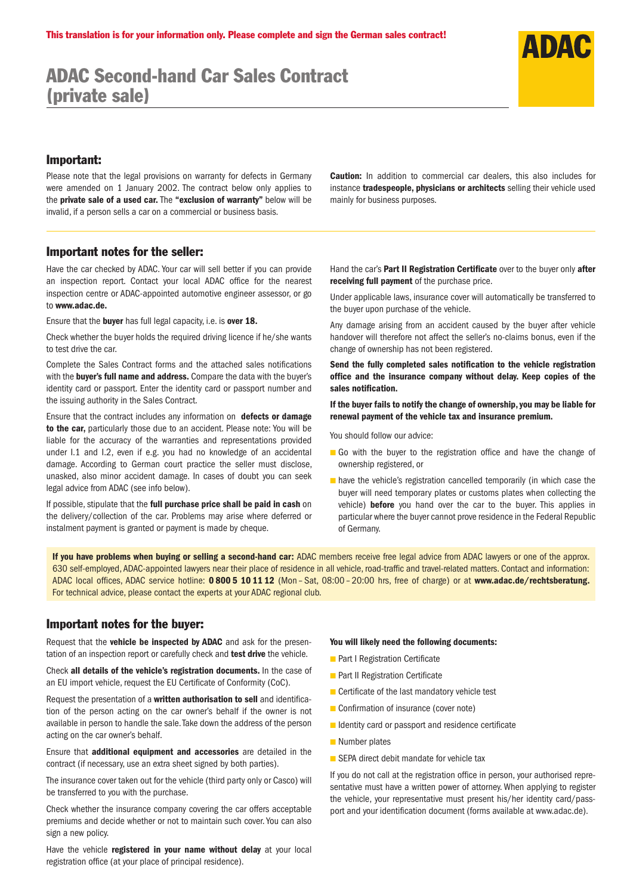**This translation is for your information only. Please complete and sign the German sales contract!**

ADAC

# ADAC Second-hand Car Sales Contract (private sale)

## Important:

Please note that the legal provisions on warranty for defects in Germany were amended on 1 January 2002. The contract below only applies to the **private sale of a used car.** The **"exclusion of warranty"** below will be invalid, if a person sells a car on a commercial or business basis.

**Caution:** In addition to commercial car dealers, this also includes for instance **tradespeople, physicians or architects** selling their vehicle used mainly for business purposes.

## Important notes for the seller:

Have the car checked by ADAC. Your car will sell better if you can provide an inspection report. Contact your local ADAC office for the nearest inspection centre or ADAC-appointed automotive engineer assessor, or go to **www.adac.de.**

Ensure that the **buyer** has full legal capacity, i.e. is **over 18.**

Check whether the buyer holds the required driving licence if he/she wants to test drive the car.

Complete the Sales Contract forms and the attached sales notifications with the **buyer's full name and address.** Compare the data with the buyer's identity card or passport. Enter the identity card or passport number and the issuing authority in the Sales Contract.

Ensure that the contract includes any information on **defects or damage to the car,** particularly those due to an accident. Please note: You will be liable for the accuracy of the warranties and representations provided under I.1 and I.2, even if e.g. you had no knowledge of an accidental damage. According to German court practice the seller must disclose, unasked, also minor accident damage. In cases of doubt you can seek legal advice from ADAC (see info below).

If possible, stipulate that the **full purchase price shall be paid in cash** on the delivery/collection of the car. Problems may arise where deferred or instalment payment is granted or payment is made by cheque.

Hand the car's **Part II Registration Certificate** over to the buyer only **after receiving full payment** of the purchase price.

Under applicable laws, insurance cover will automatically be transferred to the buyer upon purchase of the vehicle.

Any damage arising from an accident caused by the buyer after vehicle handover will therefore not affect the seller's no-claims bonus, even if the change of ownership has not been registered.

**Send the fully completed sales notification to the vehicle registration office and the insurance company without delay. Keep copies of the sales notification.**

**If the buyer fails to notify the change of ownership, you may be liable for renewal payment of the vehicle tax and insurance premium.**

You should follow our advice:

- Go with the buyer to the registration office and have the change of ownership registered, or
- have the vehicle's registration cancelled temporarily (in which case the buyer will need temporary plates or customs plates when collecting the vehicle) **before** you hand over the car to the buyer. This applies in particular where the buyer cannot prove residence in the Federal Republic of Germany.

**If you have problems when buying or selling a second-hand car:** ADAC members receive free legal advice from ADAC lawyers or one of the approx. 630 self-employed, ADAC-appointed lawyers near their place of residence in all vehicle, road-traffic and travel-related matters. Contact and information: ADAC local offices, ADAC service hotline: **0 800 5 10 11 12** (Mon – Sat, 08:00 – 20:00 hrs, free of charge) or at **www.adac.de/rechtsberatung.** For technical advice, please contact the experts at your ADAC regional club.

## Important notes for the buyer:

Request that the **vehicle be inspected by ADAC** and ask for the presentation of an inspection report or carefully check and **test drive** the vehicle.

Check **all details of the vehicle's registration documents.** In the case of an EU import vehicle, request the EU Certificate of Conformity (CoC).

Request the presentation of a **written authorisation to sell** and identification of the person acting on the car owner's behalf if the owner is not available in person to handle the sale. Take down the address of the person acting on the car owner's behalf.

Ensure that **additional equipment and accessories** are detailed in the contract (if necessary, use an extra sheet signed by both parties).

The insurance cover taken out for the vehicle (third party only or Casco) will be transferred to you with the purchase.

Check whether the insurance company covering the car offers acceptable premiums and decide whether or not to maintain such cover. You can also sign a new policy.

Have the vehicle **registered in your name without delay** at your local registration office (at your place of principal residence).

**You will likely need the following documents:**

- Part I Registration Certificate
- Part II Registration Certificate
- Certificate of the last mandatory vehicle test
- Confirmation of insurance (cover note)
- Identity card or passport and residence certificate
- Number plates
- SEPA direct debit mandate for vehicle tax

If you do not call at the registration office in person, your authorised representative must have a written power of attorney. When applying to register the vehicle, your representative must present his/her identity card/passport and your identification document (forms available at www.adac.de).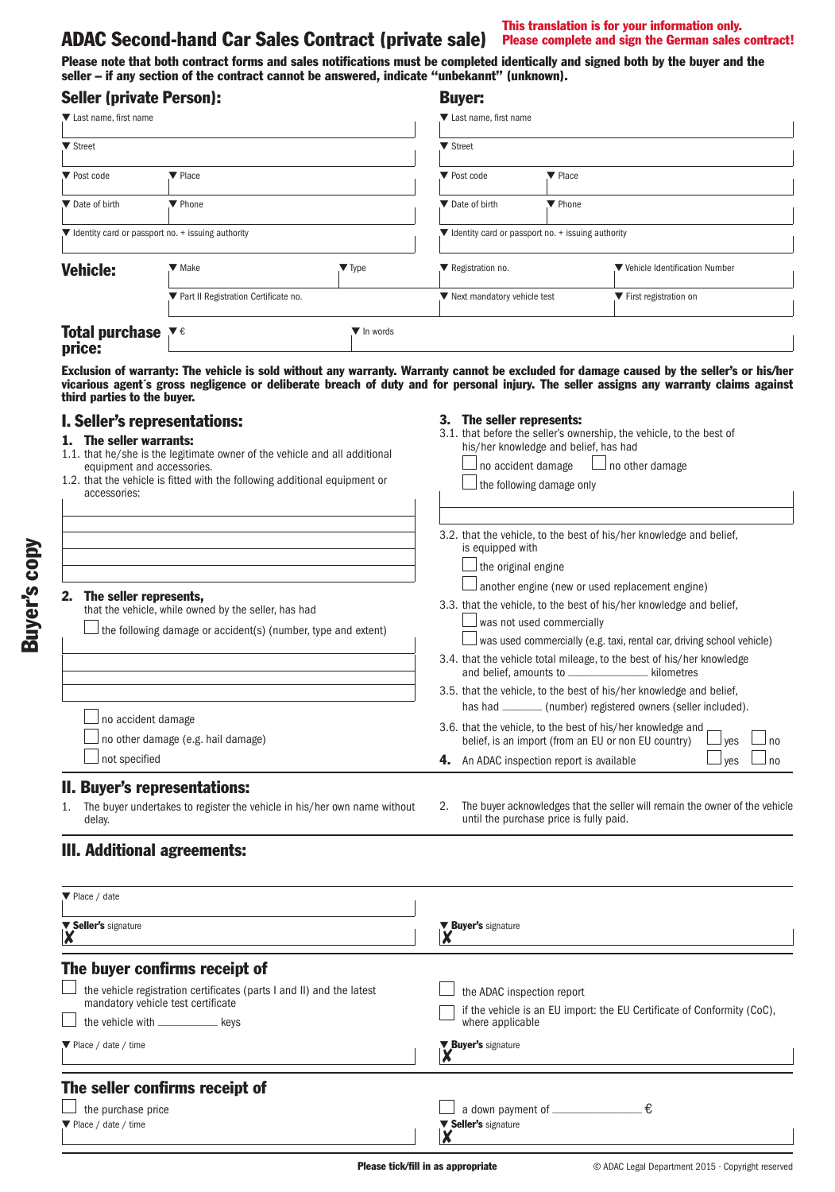# ADAC Second-hand Car Sales Contract (private sale)

**This translation is for your information only. Please complete and sign the German sales contract!**

**Please note that both contract forms and sales notifications must be completed identically and signed both by the buyer and the seller – if any section of the contract cannot be answered, indicate "unbekannt" (unknown).**

Buyer's copy

## Seller (private Person):

▼ Last name, first name

▼ Street

▼ Post code ▼ Place

▼ Date of birth ▼ Phone

▼ Identity card or passport no. + issuing authority

## Buyer:

▼ Last name, first name

▼ Street

▼ Post code ▼ Place

▼ Date of birth ▼ Phone

▼ Identity card or passport no. + issuing authority

## Vehicle:

▼ Make ▼ Type ▼ Registration no. ▼ Vehicle Identification Number

▼ Part II Registration Certificate no. ▼ Next mandatory vehicle test ▼ First registration on

## Total purchase price:

▼ € ▼ In words

**Exclusion of warranty: The vehicle is sold without any warranty. Warranty cannot be excluded for damage caused by the seller's or his/her vicarious agent´s gross negligence or deliberate breach of duty and for personal injury. The seller assigns any warranty claims against third parties to the buyer.**

## I. Seller's representations:

**1. The seller warrants:**

1.1. that he/she is the legitimate owner of the vehicle and all additional equipment and accessories.

1.2. that the vehicle is fitted with the following additional equipment or accessories:

**2. The seller represents,**
that the vehicle, while owned by the seller, has had

☐ the following damage or accident(s) (number, type and extent)

☐ no accident damage

☐ no other damage (e.g. hail damage)

☐ not specified

**3. The seller represents:**

3.1. that before the seller's ownership, the vehicle, to the best of his/her knowledge and belief, has had

☐ no accident damage ☐ no other damage

☐ the following damage only

3.2. that the vehicle, to the best of his/her knowledge and belief, is equipped with

☐ the original engine

☐ another engine (new or used replacement engine)

3.3. that the vehicle, to the best of his/her knowledge and belief,

☐ was not used commercially

☐ was used commercially (e.g. taxi, rental car, driving school vehicle)

3.4. that the vehicle total mileage, to the best of his/her knowledge and belief, amounts to ______ kilometres

3.5. that the vehicle, to the best of his/her knowledge and belief, has had ______ (number) registered owners (seller included).

3.6. that the vehicle, to the best of his/her knowledge and belief, is an import (from an EU or non EU country) ☐ yes ☐ no

**4.** An ADAC inspection report is available ☐ yes ☐ no

## II. Buyer's representations:

1. The buyer undertakes to register the vehicle in his/her own name without delay.

2. The buyer acknowledges that the seller will remain the owner of the vehicle until the purchase price is fully paid.

## III. Additional agreements:

▼ Place / date

▼ **Seller's** signature
X

▼ **Buyer's** signature
X

## The buyer confirms receipt of

☐ the vehicle registration certificates (parts I and II) and the latest mandatory vehicle test certificate

☐ the vehicle with ______ keys

☐ the ADAC inspection report

☐ if the vehicle is an EU import: the EU Certificate of Conformity (CoC), where applicable

▼ Place / date / time

▼ **Buyer's** signature
X

## The seller confirms receipt of

☐ the purchase price

☐ a down payment of ______ €

▼ Place / date / time

▼ **Seller's** signature
X

**Please tick/fill in as appropriate**

© ADAC Legal Department 2015 · Copyright reserved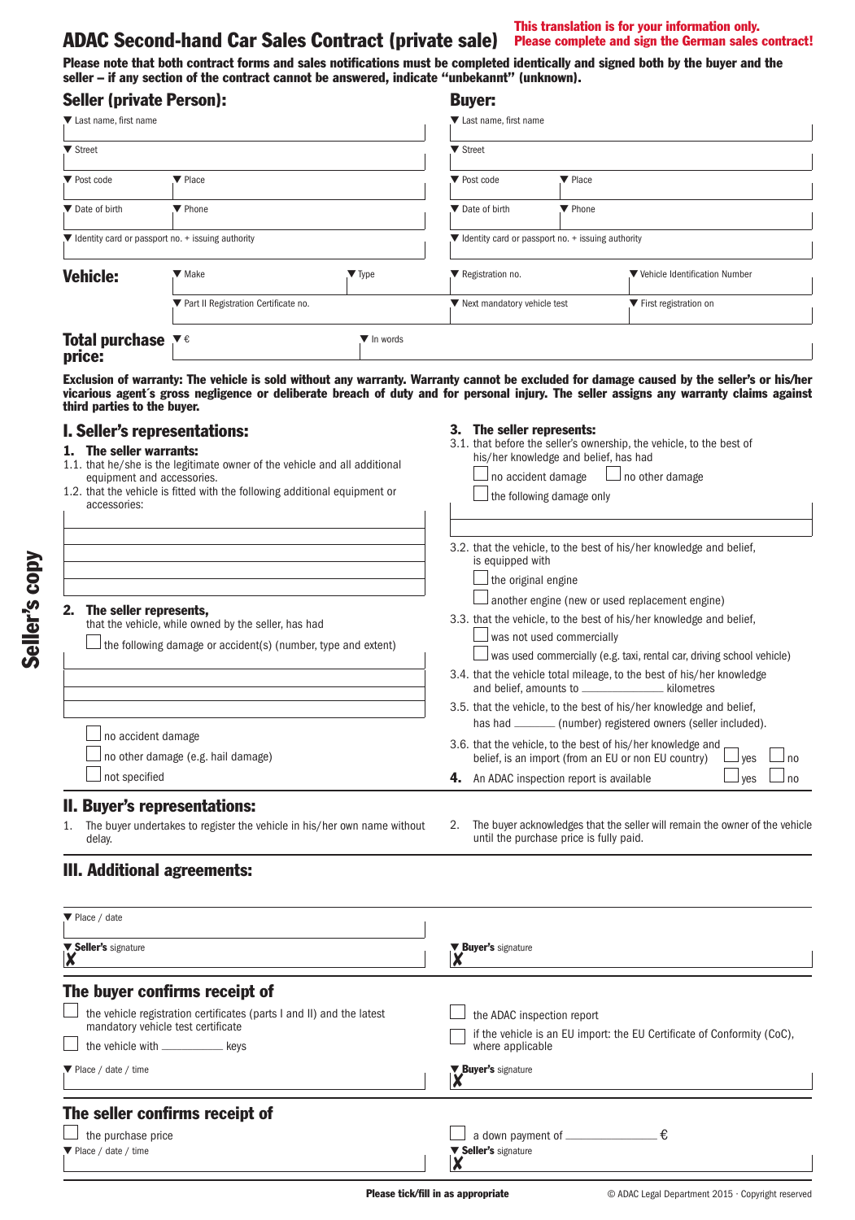# ADAC Second-hand Car Sales Contract (private sale)

**This translation is for your information only. Please complete and sign the German sales contract!**

**Please note that both contract forms and sales notifications must be completed identically and signed both by the buyer and the seller – if any section of the contract cannot be answered, indicate "unbekannt" (unknown).**

Seller's copy

## Seller (private Person):

▼ Last name, first name

▼ Street

▼ Post code ▼ Place

▼ Date of birth ▼ Phone

▼ Identity card or passport no. + issuing authority

## Buyer:

▼ Last name, first name

▼ Street

▼ Post code ▼ Place

▼ Date of birth ▼ Phone

▼ Identity card or passport no. + issuing authority

## Vehicle:

▼ Make ▼ Type ▼ Registration no. ▼ Vehicle Identification Number

▼ Part II Registration Certificate no. ▼ Next mandatory vehicle test ▼ First registration on

## Total purchase price:

▼ € ▼ In words

**Exclusion of warranty: The vehicle is sold without any warranty. Warranty cannot be excluded for damage caused by the seller's or his/her vicarious agent´s gross negligence or deliberate breach of duty and for personal injury. The seller assigns any warranty claims against third parties to the buyer.**

## I. Seller's representations:

**1. The seller warrants:**

1.1. that he/she is the legitimate owner of the vehicle and all additional equipment and accessories.

1.2. that the vehicle is fitted with the following additional equipment or accessories:

**2. The seller represents,**
that the vehicle, while owned by the seller, has had

☐ the following damage or accident(s) (number, type and extent)

☐ no accident damage

☐ no other damage (e.g. hail damage)

☐ not specified

**3. The seller represents:**

3.1. that before the seller's ownership, the vehicle, to the best of his/her knowledge and belief, has had

☐ no accident damage ☐ no other damage

☐ the following damage only

3.2. that the vehicle, to the best of his/her knowledge and belief, is equipped with

☐ the original engine

☐ another engine (new or used replacement engine)

3.3. that the vehicle, to the best of his/her knowledge and belief,

☐ was not used commercially

☐ was used commercially (e.g. taxi, rental car, driving school vehicle)

3.4. that the vehicle total mileage, to the best of his/her knowledge and belief, amounts to ____________ kilometres

3.5. that the vehicle, to the best of his/her knowledge and belief, has had ______ (number) registered owners (seller included).

3.6. that the vehicle, to the best of his/her knowledge and belief, is an import (from an EU or non EU country) ☐ yes ☐ no

**4.** An ADAC inspection report is available ☐ yes ☐ no

## II. Buyer's representations:

1. The buyer undertakes to register the vehicle in his/her own name without delay.

2. The buyer acknowledges that the seller will remain the owner of the vehicle until the purchase price is fully paid.

## III. Additional agreements:

▼ Place / date

▼ **Seller's** signature ✗

▼ **Buyer's** signature ✗

## The buyer confirms receipt of

☐ the vehicle registration certificates (parts I and II) and the latest mandatory vehicle test certificate

☐ the vehicle with ________ keys

☐ the ADAC inspection report

☐ if the vehicle is an EU import: the EU Certificate of Conformity (CoC), where applicable

▼ Place / date / time

▼ **Buyer's** signature ✗

## The seller confirms receipt of

☐ the purchase price

☐ a down payment of ____________ €

▼ Place / date / time

▼ **Seller's** signature ✗

**Please tick/fill in as appropriate**

© ADAC Legal Department 2015 · Copyright reserved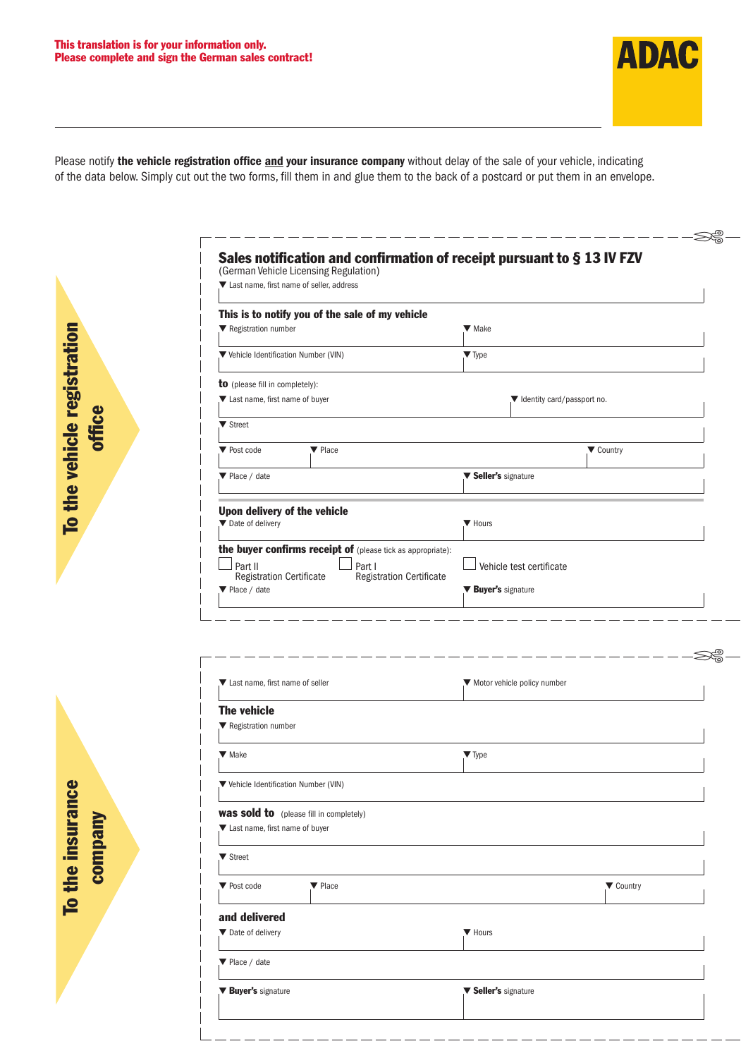**This translation is for your information only.**
**Please complete and sign the German sales contract!**

ADAC

Please notify **the vehicle registration office and your insurance company** without delay of the sale of your vehicle, indicating of the data below. Simply cut out the two forms, fill them in and glue them to the back of a postcard or put them in an envelope.

**To the vehicle registration office**

## Sales notification and confirmation of receipt pursuant to § 13 IV FZV

(German Vehicle Licensing Regulation)

▼ Last name, first name of seller, address

**This is to notify you of the sale of my vehicle**

▼ Registration number ▼ Make

▼ Vehicle Identification Number (VIN) ▼ Type

**to** (please fill in completely):

▼ Last name, first name of buyer ▼ Identity card/passport no.

▼ Street

▼ Post code ▼ Place ▼ Country

▼ Place / date ▼ **Seller's** signature

**Upon delivery of the vehicle**

▼ Date of delivery ▼ Hours

**the buyer confirms receipt of** (please tick as appropriate):

☐ Part II Registration Certificate ☐ Part I Registration Certificate ☐ Vehicle test certificate

▼ Place / date ▼ **Buyer's** signature

**To the insurance company**

▼ Last name, first name of seller ▼ Motor vehicle policy number

**The vehicle**

▼ Registration number

▼ Make ▼ Type

▼ Vehicle Identification Number (VIN)

**was sold to** (please fill in completely)

▼ Last name, first name of buyer

▼ Street

▼ Post code ▼ Place ▼ Country

**and delivered**

▼ Date of delivery ▼ Hours

▼ Place / date

▼ **Buyer's** signature ▼ **Seller's** signature